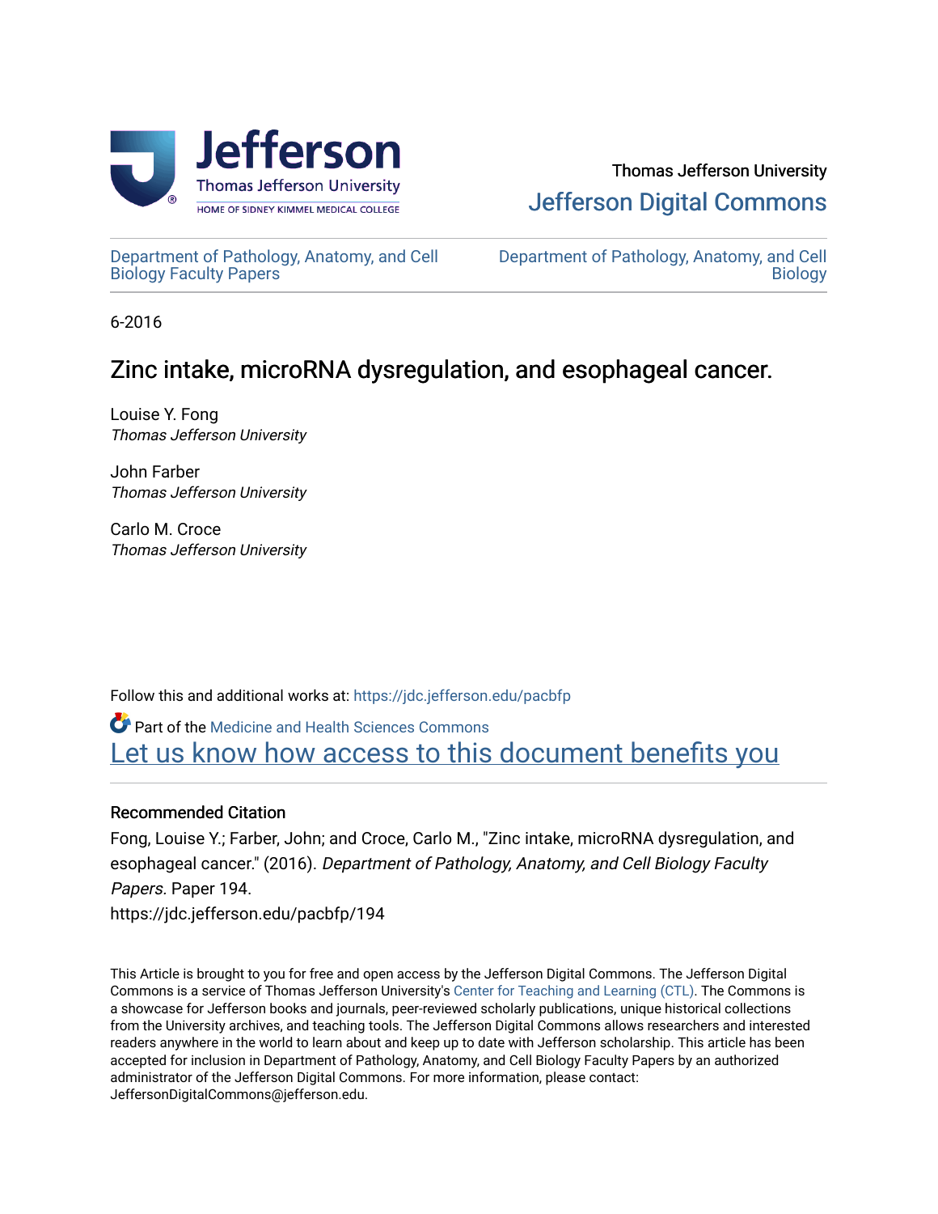Thomas Jefferson University

Jefferson Digital Commons

Department of Pathology, Anatomy, and Cell Biology Faculty Papers

Department of Pathology, Anatomy, and Cell Biology

6-2016

# Zinc intake, microRNA dysregulation, and esophageal cancer.

Louise Y. Fong
*Thomas Jefferson University*

John Farber
*Thomas Jefferson University*

Carlo M. Croce
*Thomas Jefferson University*

Follow this and additional works at: https://jdc.jefferson.edu/pacbfp

Part of the Medicine and Health Sciences Commons

Let us know how access to this document benefits you

## Recommended Citation

Fong, Louise Y.; Farber, John; and Croce, Carlo M., "Zinc intake, microRNA dysregulation, and esophageal cancer." (2016). *Department of Pathology, Anatomy, and Cell Biology Faculty Papers.* Paper 194.
https://jdc.jefferson.edu/pacbfp/194

This Article is brought to you for free and open access by the Jefferson Digital Commons. The Jefferson Digital Commons is a service of Thomas Jefferson University's Center for Teaching and Learning (CTL). The Commons is a showcase for Jefferson books and journals, peer-reviewed scholarly publications, unique historical collections from the University archives, and teaching tools. The Jefferson Digital Commons allows researchers and interested readers anywhere in the world to learn about and keep up to date with Jefferson scholarship. This article has been accepted for inclusion in Department of Pathology, Anatomy, and Cell Biology Faculty Papers by an authorized administrator of the Jefferson Digital Commons. For more information, please contact: JeffersonDigitalCommons@jefferson.edu.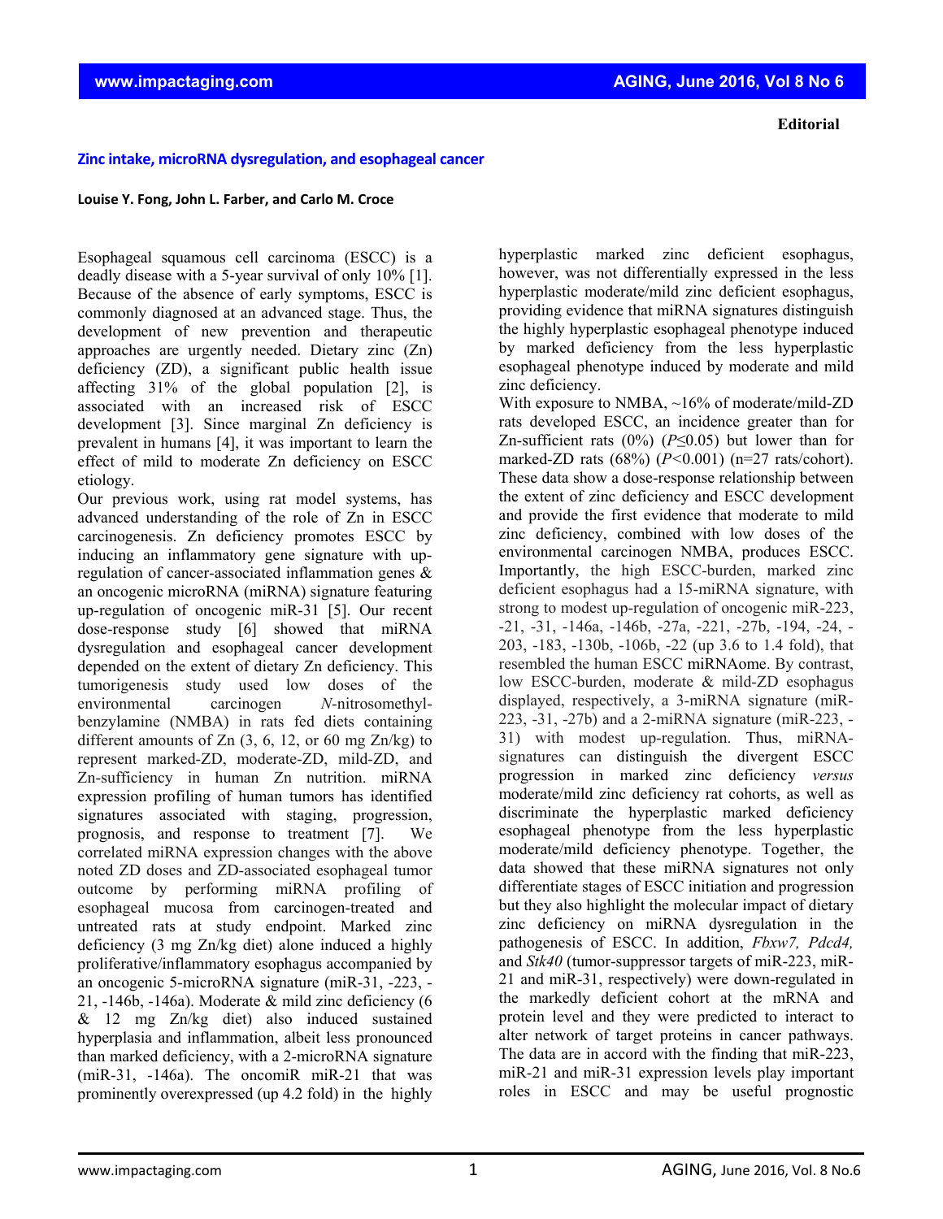**Editorial**

## Zinc intake, microRNA dysregulation, and esophageal cancer

**Louise Y. Fong, John L. Farber, and Carlo M. Croce**

Esophageal squamous cell carcinoma (ESCC) is a deadly disease with a 5-year survival of only 10% [1]. Because of the absence of early symptoms, ESCC is commonly diagnosed at an advanced stage. Thus, the development of new prevention and therapeutic approaches are urgently needed. Dietary zinc (Zn) deficiency (ZD), a significant public health issue affecting 31% of the global population [2], is associated with an increased risk of ESCC development [3]. Since marginal Zn deficiency is prevalent in humans [4], it was important to learn the effect of mild to moderate Zn deficiency on ESCC etiology.

Our previous work, using rat model systems, has advanced understanding of the role of Zn in ESCC carcinogenesis. Zn deficiency promotes ESCC by inducing an inflammatory gene signature with up-regulation of cancer-associated inflammation genes & an oncogenic microRNA (miRNA) signature featuring up-regulation of oncogenic miR-31 [5]. Our recent dose-response study [6] showed that miRNA dysregulation and esophageal cancer development depended on the extent of dietary Zn deficiency. This tumorigenesis study used low doses of the environmental carcinogen *N*-nitrosomethyl-benzylamine (NMBA) in rats fed diets containing different amounts of Zn (3, 6, 12, or 60 mg Zn/kg) to represent marked-ZD, moderate-ZD, mild-ZD, and Zn-sufficiency in human Zn nutrition. miRNA expression profiling of human tumors has identified signatures associated with staging, progression, prognosis, and response to treatment [7]. We correlated miRNA expression changes with the above noted ZD doses and ZD-associated esophageal tumor outcome by performing miRNA profiling of esophageal mucosa from carcinogen-treated and untreated rats at study endpoint. Marked zinc deficiency (3 mg Zn/kg diet) alone induced a highly proliferative/inflammatory esophagus accompanied by an oncogenic 5-microRNA signature (miR-31, -223, -21, -146b, -146a). Moderate & mild zinc deficiency (6 & 12 mg Zn/kg diet) also induced sustained hyperplasia and inflammation, albeit less pronounced than marked deficiency, with a 2-microRNA signature (miR-31, -146a). The oncomiR miR-21 that was prominently overexpressed (up 4.2 fold) in the highly hyperplastic marked zinc deficient esophagus, however, was not differentially expressed in the less hyperplastic moderate/mild zinc deficient esophagus, providing evidence that miRNA signatures distinguish the highly hyperplastic esophageal phenotype induced by marked deficiency from the less hyperplastic esophageal phenotype induced by moderate and mild zinc deficiency.

With exposure to NMBA, ~16% of moderate/mild-ZD rats developed ESCC, an incidence greater than for Zn-sufficient rats (0%) ($P \leq 0.05$) but lower than for marked-ZD rats (68%) ($P < 0.001$) (n=27 rats/cohort). These data show a dose-response relationship between the extent of zinc deficiency and ESCC development and provide the first evidence that moderate to mild zinc deficiency, combined with low doses of the environmental carcinogen NMBA, produces ESCC. Importantly, the high ESCC-burden, marked zinc deficient esophagus had a 15-miRNA signature, with strong to modest up-regulation of oncogenic miR-223, -21, -31, -146a, -146b, -27a, -221, -27b, -194, -24, -203, -183, -130b, -106b, -22 (up 3.6 to 1.4 fold), that resembled the human ESCC miRNAome. By contrast, low ESCC-burden, moderate & mild-ZD esophagus displayed, respectively, a 3-miRNA signature (miR-223, -31, -27b) and a 2-miRNA signature (miR-223, -31) with modest up-regulation. Thus, miRNA-signatures can distinguish the divergent ESCC progression in marked zinc deficiency *versus* moderate/mild zinc deficiency rat cohorts, as well as discriminate the hyperplastic marked deficiency esophageal phenotype from the less hyperplastic moderate/mild deficiency phenotype. Together, the data showed that these miRNA signatures not only differentiate stages of ESCC initiation and progression but they also highlight the molecular impact of dietary zinc deficiency on miRNA dysregulation in the pathogenesis of ESCC. In addition, *Fbxw7, Pdcd4,* and *Stk40* (tumor-suppressor targets of miR-223, miR-21 and miR-31, respectively) were down-regulated in the markedly deficient cohort at the mRNA and protein level and they were predicted to interact to alter network of target proteins in cancer pathways. The data are in accord with the finding that miR-223, miR-21 and miR-31 expression levels play important roles in ESCC and may be useful prognostic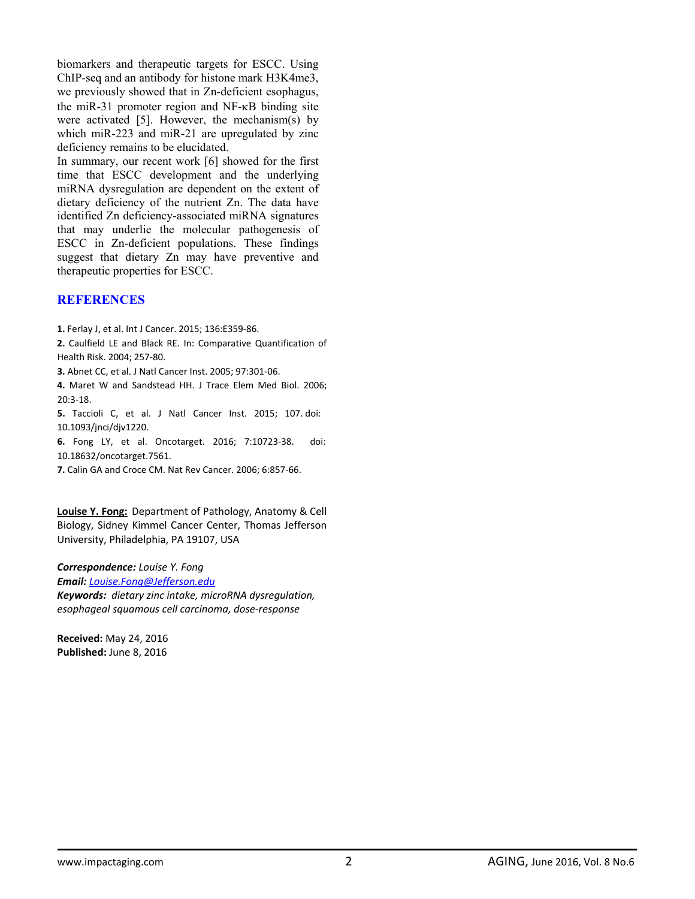biomarkers and therapeutic targets for ESCC. Using ChIP-seq and an antibody for histone mark H3K4me3, we previously showed that in Zn-deficient esophagus, the miR-31 promoter region and NF-κB binding site were activated [5]. However, the mechanism(s) by which miR-223 and miR-21 are upregulated by zinc deficiency remains to be elucidated.

In summary, our recent work [6] showed for the first time that ESCC development and the underlying miRNA dysregulation are dependent on the extent of dietary deficiency of the nutrient Zn. The data have identified Zn deficiency-associated miRNA signatures that may underlie the molecular pathogenesis of ESCC in Zn-deficient populations. These findings suggest that dietary Zn may have preventive and therapeutic properties for ESCC.

## REFERENCES

**1.** Ferlay J, et al. Int J Cancer. 2015; 136:E359-86.

**2.** Caulfield LE and Black RE. In: Comparative Quantification of Health Risk. 2004; 257-80.

**3.** Abnet CC, et al. J Natl Cancer Inst. 2005; 97:301-06.

**4.** Maret W and Sandstead HH. J Trace Elem Med Biol. 2006; 20:3-18.

**5.** Taccioli C, et al. J Natl Cancer Inst. 2015; 107. doi: 10.1093/jnci/djv1220.

**6.** Fong LY, et al. Oncotarget. 2016; 7:10723-38. doi: 10.18632/oncotarget.7561.

**7.** Calin GA and Croce CM. Nat Rev Cancer. 2006; 6:857-66.

**Louise Y. Fong:** Department of Pathology, Anatomy & Cell Biology, Sidney Kimmel Cancer Center, Thomas Jefferson University, Philadelphia, PA 19107, USA

***Correspondence:*** *Louise Y. Fong*
***Email:*** *Louise.Fong@Jefferson.edu*
***Keywords:*** *dietary zinc intake, microRNA dysregulation, esophageal squamous cell carcinoma, dose-response*

**Received:** May 24, 2016
**Published:** June 8, 2016